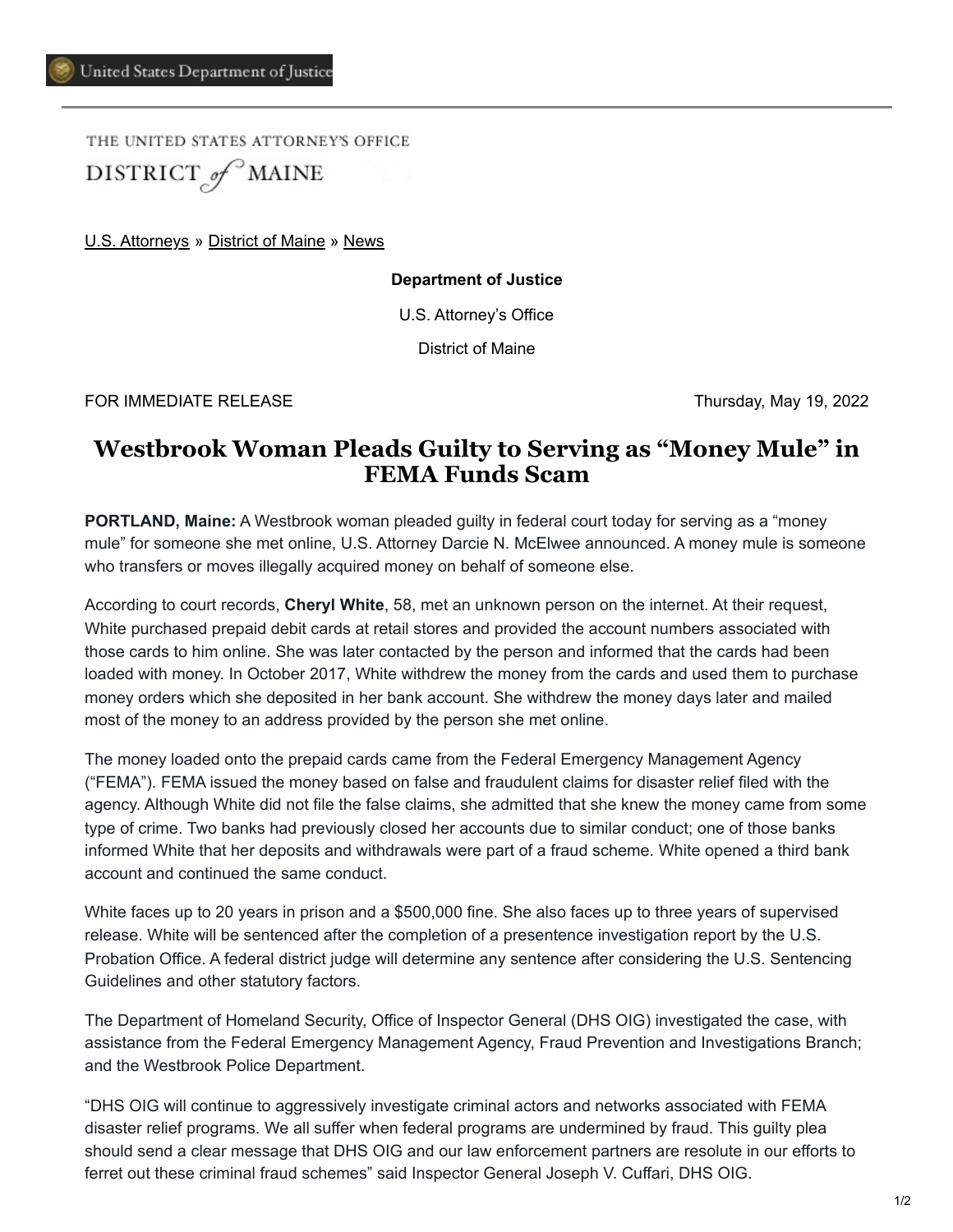United States Department of Justice

THE UNITED STATES ATTORNEY'S OFFICE

DISTRICT of MAINE

U.S. Attorneys » District of Maine » News

**Department of Justice**

U.S. Attorney's Office

District of Maine

FOR IMMEDIATE RELEASE

Thursday, May 19, 2022

# Westbrook Woman Pleads Guilty to Serving as "Money Mule" in FEMA Funds Scam

**PORTLAND, Maine:** A Westbrook woman pleaded guilty in federal court today for serving as a "money mule" for someone she met online, U.S. Attorney Darcie N. McElwee announced. A money mule is someone who transfers or moves illegally acquired money on behalf of someone else.

According to court records, **Cheryl White**, 58, met an unknown person on the internet. At their request, White purchased prepaid debit cards at retail stores and provided the account numbers associated with those cards to him online. She was later contacted by the person and informed that the cards had been loaded with money. In October 2017, White withdrew the money from the cards and used them to purchase money orders which she deposited in her bank account. She withdrew the money days later and mailed most of the money to an address provided by the person she met online.

The money loaded onto the prepaid cards came from the Federal Emergency Management Agency ("FEMA"). FEMA issued the money based on false and fraudulent claims for disaster relief filed with the agency. Although White did not file the false claims, she admitted that she knew the money came from some type of crime. Two banks had previously closed her accounts due to similar conduct; one of those banks informed White that her deposits and withdrawals were part of a fraud scheme. White opened a third bank account and continued the same conduct.

White faces up to 20 years in prison and a $500,000 fine. She also faces up to three years of supervised release. White will be sentenced after the completion of a presentence investigation report by the U.S. Probation Office. A federal district judge will determine any sentence after considering the U.S. Sentencing Guidelines and other statutory factors.

The Department of Homeland Security, Office of Inspector General (DHS OIG) investigated the case, with assistance from the Federal Emergency Management Agency, Fraud Prevention and Investigations Branch; and the Westbrook Police Department.

"DHS OIG will continue to aggressively investigate criminal actors and networks associated with FEMA disaster relief programs. We all suffer when federal programs are undermined by fraud. This guilty plea should send a clear message that DHS OIG and our law enforcement partners are resolute in our efforts to ferret out these criminal fraud schemes" said Inspector General Joseph V. Cuffari, DHS OIG.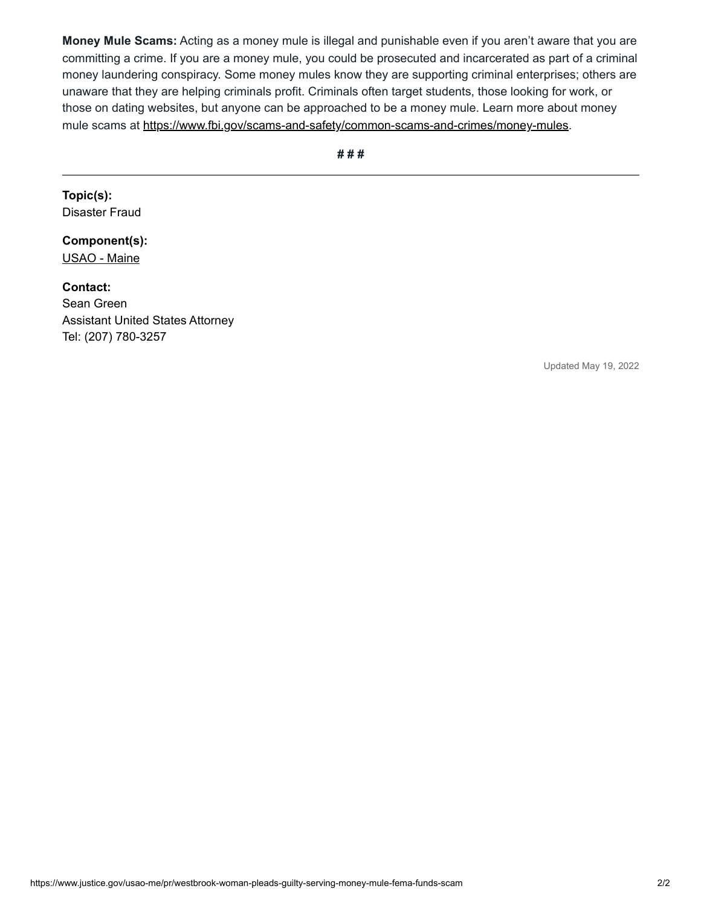**Money Mule Scams:** Acting as a money mule is illegal and punishable even if you aren't aware that you are committing a crime. If you are a money mule, you could be prosecuted and incarcerated as part of a criminal money laundering conspiracy. Some money mules know they are supporting criminal enterprises; others are unaware that they are helping criminals profit. Criminals often target students, those looking for work, or those on dating websites, but anyone can be approached to be a money mule. Learn more about money mule scams at https://www.fbi.gov/scams-and-safety/common-scams-and-crimes/money-mules.

# # #

---

**Topic(s):**
Disaster Fraud

**Component(s):**
USAO - Maine

**Contact:**
Sean Green
Assistant United States Attorney
Tel: (207) 780-3257

Updated May 19, 2022